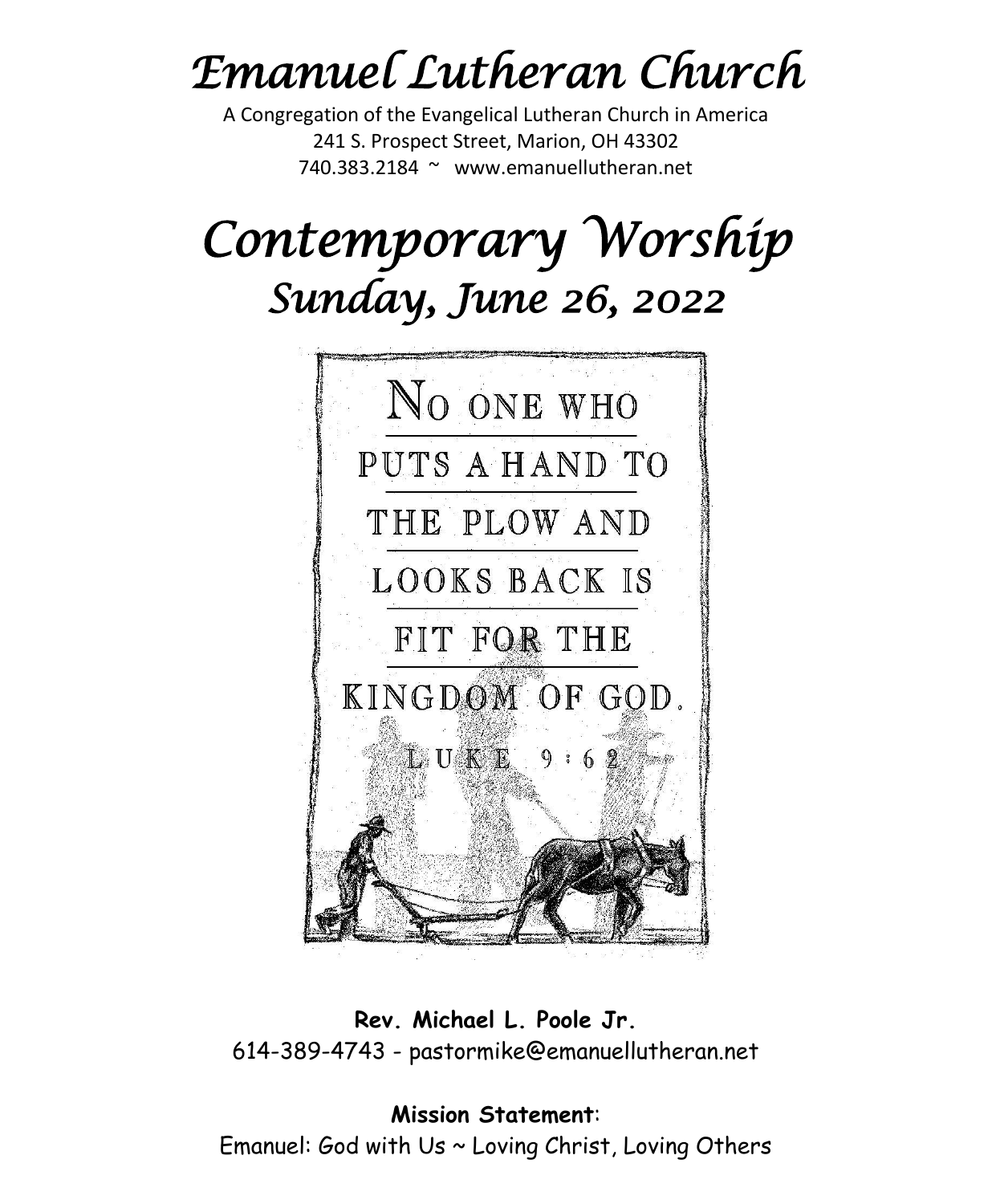# *Emanuel Lutheran Church*

A Congregation of the Evangelical Lutheran Church in America
241 S. Prospect Street, Marion, OH 43302
740.383.2184 ~ www.emanuellutheran.net

# *Contemporary Worship*

## *Sunday, June 26, 2022*

NO ONE WHO PUTS A HAND TO THE PLOW AND LOOKS BACK IS FIT FOR THE KINGDOM OF GOD.
LUKE 9:62

**Rev. Michael L. Poole Jr.**
614-389-4743 - pastormike@emanuellutheran.net

**Mission Statement**:
Emanuel: God with Us ~ Loving Christ, Loving Others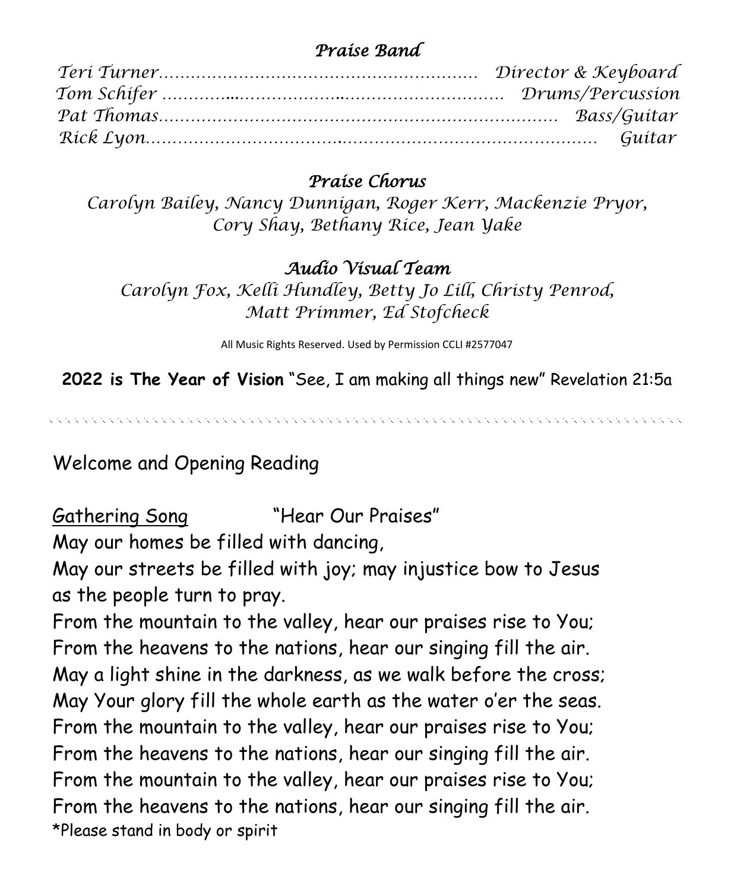## *Praise Band*

*Teri Turner.......................................................... Director & Keyboard*
*Tom Schifer ............................................................... Drums/Percussion*
*Pat Thomas........................................................................ Bass/Guitar*
*Rick Lyon............................................................................... Guitar*

## *Praise Chorus*

*Carolyn Bailey, Nancy Dunnigan, Roger Kerr, Mackenzie Pryor, Cory Shay, Bethany Rice, Jean Yake*

## *Audio Visual Team*

*Carolyn Fox, Kelli Hundley, Betty Jo Lill, Christy Penrod, Matt Primmer, Ed Stofcheck*

All Music Rights Reserved. Used by Permission CCLI #2577047

**2022 is The Year of Vision** "See, I am making all things new" Revelation 21:5a

---

Welcome and Opening Reading

Gathering Song "Hear Our Praises"

May our homes be filled with dancing,
May our streets be filled with joy; may injustice bow to Jesus as the people turn to pray.
From the mountain to the valley, hear our praises rise to You;
From the heavens to the nations, hear our singing fill the air.
May a light shine in the darkness, as we walk before the cross;
May Your glory fill the whole earth as the water o'er the seas.
From the mountain to the valley, hear our praises rise to You;
From the heavens to the nations, hear our singing fill the air.
From the mountain to the valley, hear our praises rise to You;
From the heavens to the nations, hear our singing fill the air.

*Please stand in body or spirit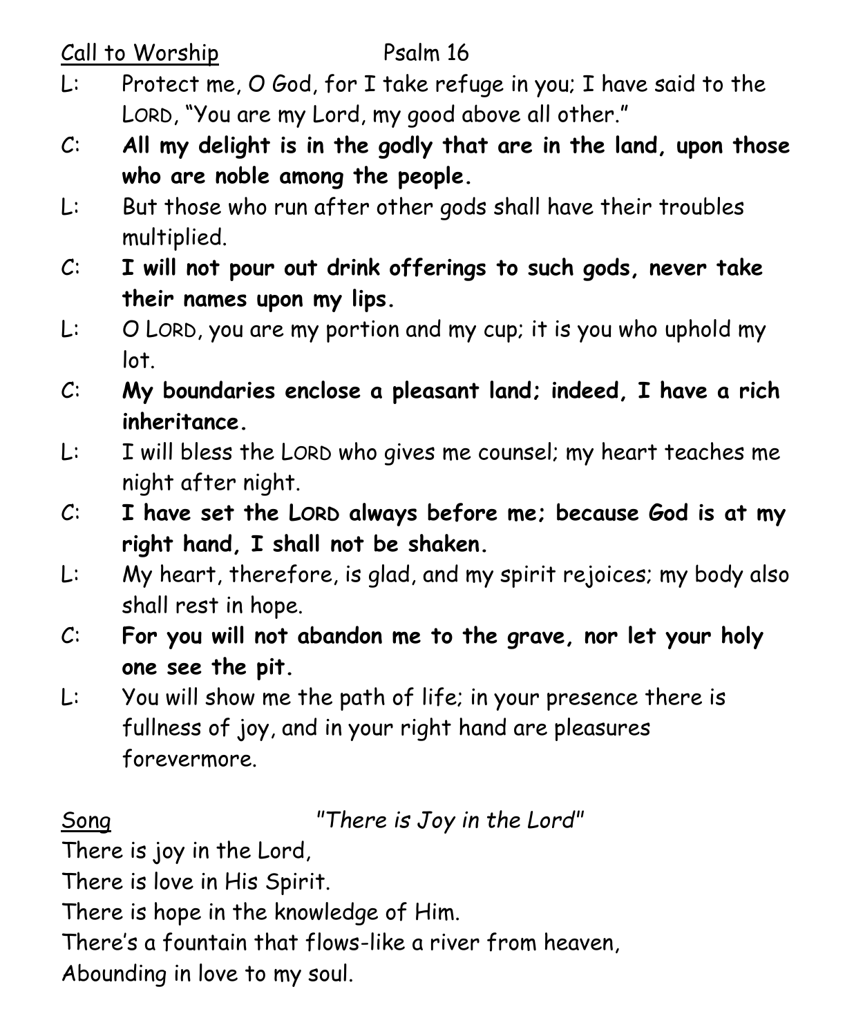Call to Worship Psalm 16

L: Protect me, O God, for I take refuge in you; I have said to the LORD, "You are my Lord, my good above all other."

C: **All my delight is in the godly that are in the land, upon those who are noble among the people.**

L: But those who run after other gods shall have their troubles multiplied.

C: **I will not pour out drink offerings to such gods, never take their names upon my lips.**

L: O LORD, you are my portion and my cup; it is you who uphold my lot.

C: **My boundaries enclose a pleasant land; indeed, I have a rich inheritance.**

L: I will bless the LORD who gives me counsel; my heart teaches me night after night.

C: **I have set the LORD always before me; because God is at my right hand, I shall not be shaken.**

L: My heart, therefore, is glad, and my spirit rejoices; my body also shall rest in hope.

C: **For you will not abandon me to the grave, nor let your holy one see the pit.**

L: You will show me the path of life; in your presence there is fullness of joy, and in your right hand are pleasures forevermore.

Song *"There is Joy in the Lord"*

There is joy in the Lord,
There is love in His Spirit.
There is hope in the knowledge of Him.
There's a fountain that flows-like a river from heaven,
Abounding in love to my soul.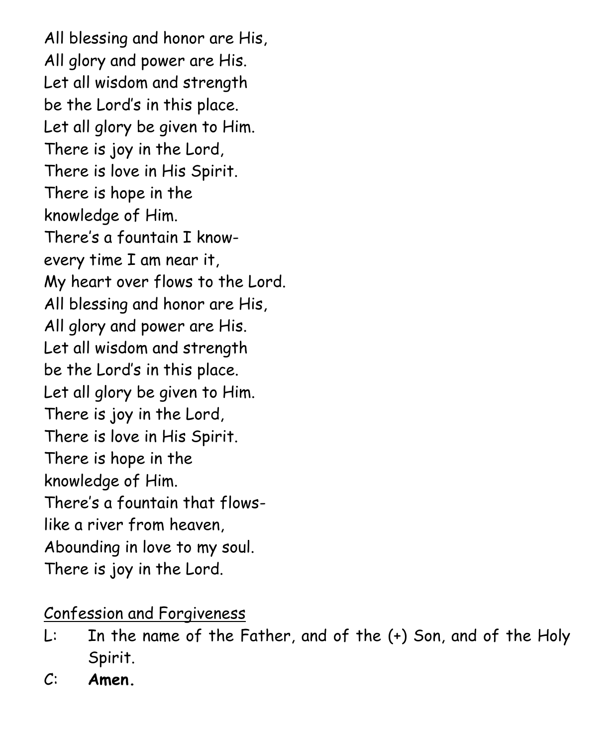All blessing and honor are His,
All glory and power are His.
Let all wisdom and strength
be the Lord's in this place.
Let all glory be given to Him.
There is joy in the Lord,
There is love in His Spirit.
There is hope in the
knowledge of Him.
There's a fountain I know-
every time I am near it,
My heart over flows to the Lord.
All blessing and honor are His,
All glory and power are His.
Let all wisdom and strength
be the Lord's in this place.
Let all glory be given to Him.
There is joy in the Lord,
There is love in His Spirit.
There is hope in the
knowledge of Him.
There's a fountain that flows-
like a river from heaven,
Abounding in love to my soul.
There is joy in the Lord.

<u>Confession and Forgiveness</u>

L: In the name of the Father, and of the (+) Son, and of the Holy Spirit.

C: **Amen.**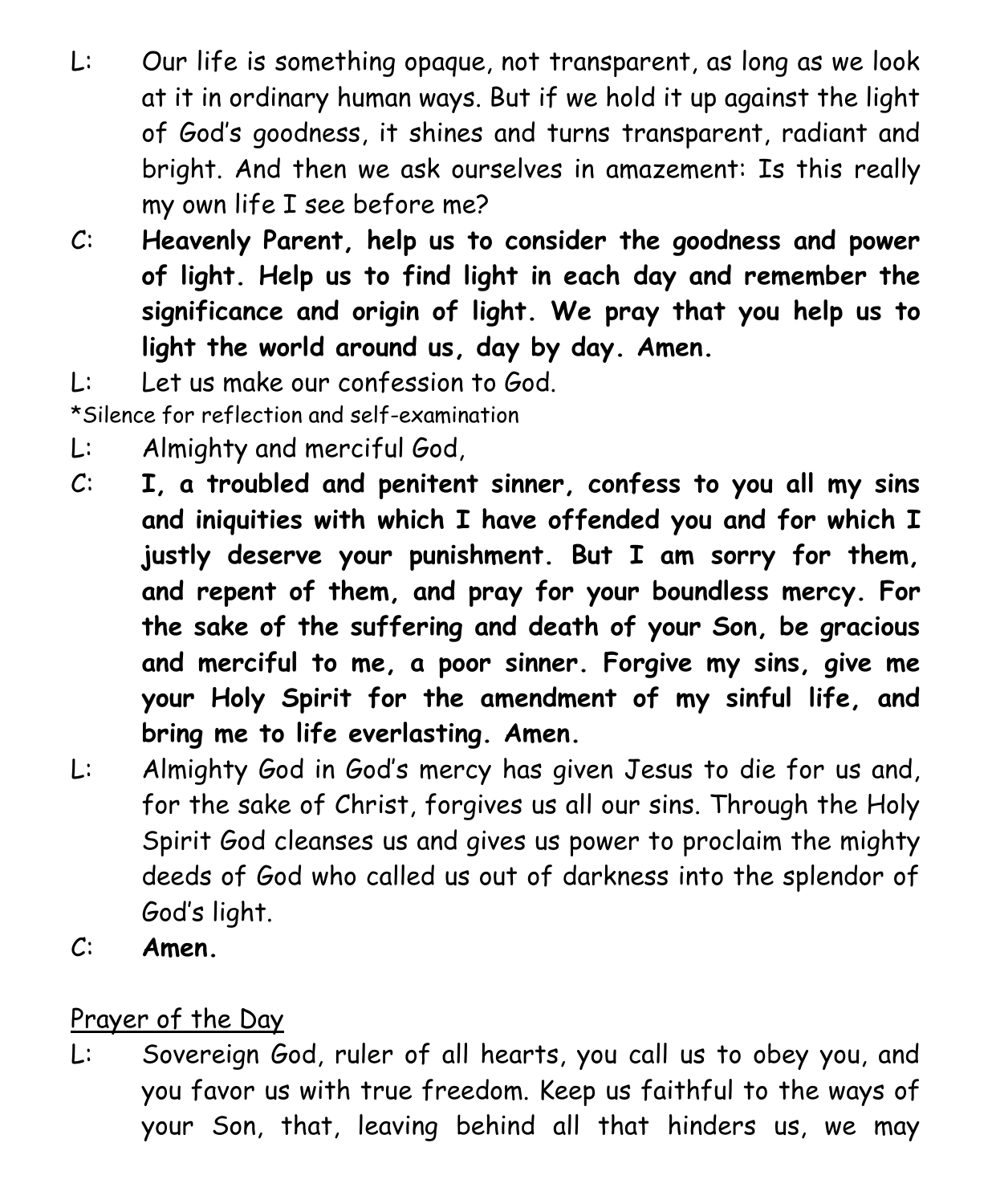L: Our life is something opaque, not transparent, as long as we look at it in ordinary human ways. But if we hold it up against the light of God's goodness, it shines and turns transparent, radiant and bright. And then we ask ourselves in amazement: Is this really my own life I see before me?

C: **Heavenly Parent, help us to consider the goodness and power of light. Help us to find light in each day and remember the significance and origin of light. We pray that you help us to light the world around us, day by day. Amen.**

L: Let us make our confession to God.

*Silence for reflection and self-examination

L: Almighty and merciful God,

C: **I, a troubled and penitent sinner, confess to you all my sins and iniquities with which I have offended you and for which I justly deserve your punishment. But I am sorry for them, and repent of them, and pray for your boundless mercy. For the sake of the suffering and death of your Son, be gracious and merciful to me, a poor sinner. Forgive my sins, give me your Holy Spirit for the amendment of my sinful life, and bring me to life everlasting. Amen.**

L: Almighty God in God's mercy has given Jesus to die for us and, for the sake of Christ, forgives us all our sins. Through the Holy Spirit God cleanses us and gives us power to proclaim the mighty deeds of God who called us out of darkness into the splendor of God's light.

C: **Amen.**

<u>Prayer of the Day</u>

L: Sovereign God, ruler of all hearts, you call us to obey you, and you favor us with true freedom. Keep us faithful to the ways of your Son, that, leaving behind all that hinders us, we may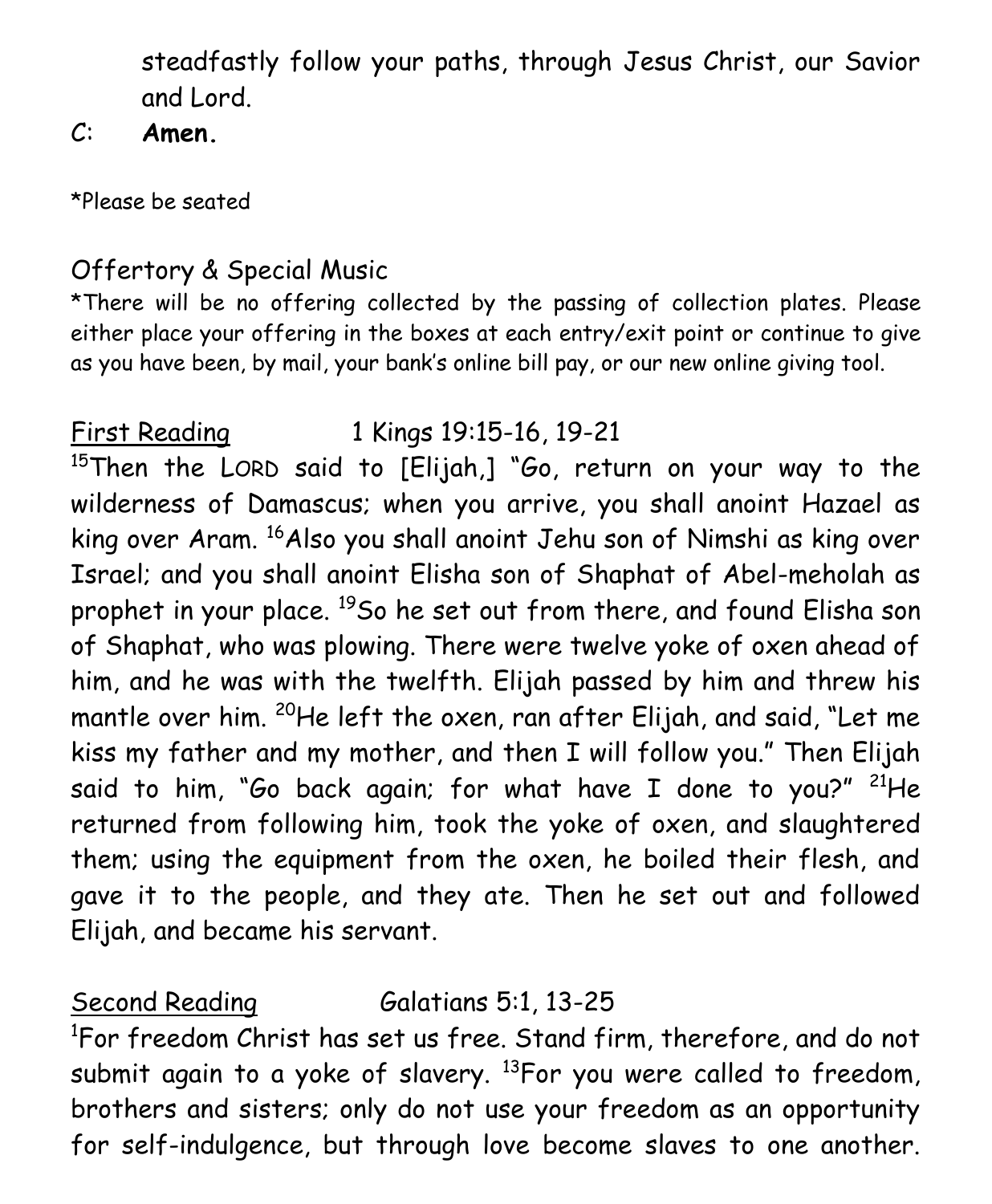steadfastly follow your paths, through Jesus Christ, our Savior and Lord.

C: **Amen.**

*Please be seated

Offertory & Special Music

*There will be no offering collected by the passing of collection plates. Please either place your offering in the boxes at each entry/exit point or continue to give as you have been, by mail, your bank's online bill pay, or our new online giving tool.

<u>First Reading</u> 1 Kings 19:15-16, 19-21

[15]Then the LORD said to [Elijah,] "Go, return on your way to the wilderness of Damascus; when you arrive, you shall anoint Hazael as king over Aram. [16]Also you shall anoint Jehu son of Nimshi as king over Israel; and you shall anoint Elisha son of Shaphat of Abel-meholah as prophet in your place. [19]So he set out from there, and found Elisha son of Shaphat, who was plowing. There were twelve yoke of oxen ahead of him, and he was with the twelfth. Elijah passed by him and threw his mantle over him. [20]He left the oxen, ran after Elijah, and said, "Let me kiss my father and my mother, and then I will follow you." Then Elijah said to him, "Go back again; for what have I done to you?" [21]He returned from following him, took the yoke of oxen, and slaughtered them; using the equipment from the oxen, he boiled their flesh, and gave it to the people, and they ate. Then he set out and followed Elijah, and became his servant.

<u>Second Reading</u> Galatians 5:1, 13-25

[1]For freedom Christ has set us free. Stand firm, therefore, and do not submit again to a yoke of slavery. [13]For you were called to freedom, brothers and sisters; only do not use your freedom as an opportunity for self-indulgence, but through love become slaves to one another.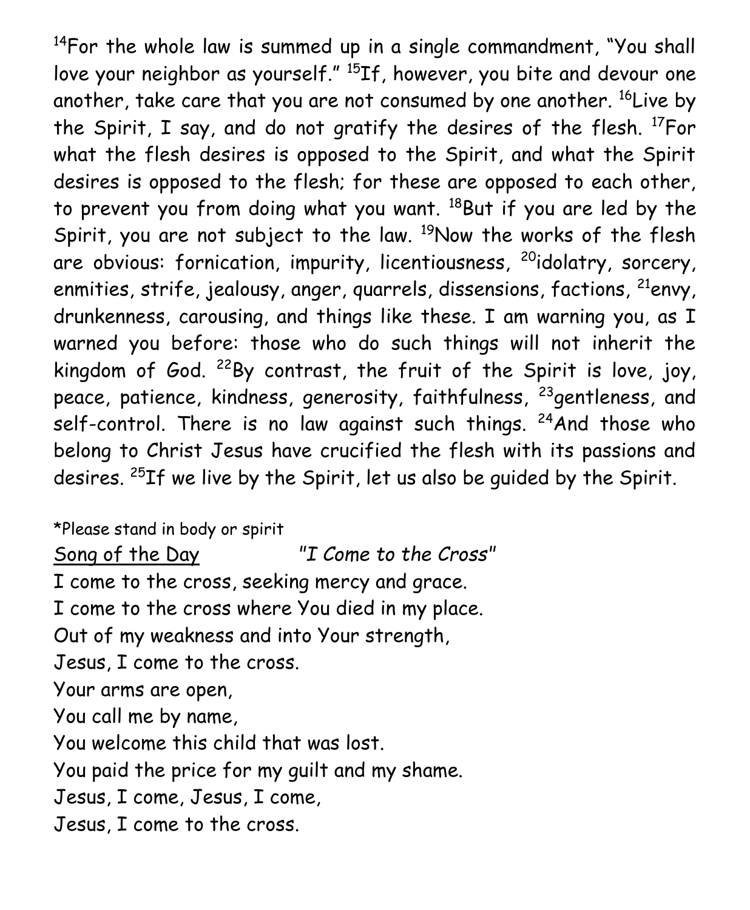[14]For the whole law is summed up in a single commandment, "You shall love your neighbor as yourself." [15]If, however, you bite and devour one another, take care that you are not consumed by one another. [16]Live by the Spirit, I say, and do not gratify the desires of the flesh. [17]For what the flesh desires is opposed to the Spirit, and what the Spirit desires is opposed to the flesh; for these are opposed to each other, to prevent you from doing what you want. [18]But if you are led by the Spirit, you are not subject to the law. [19]Now the works of the flesh are obvious: fornication, impurity, licentiousness, [20]idolatry, sorcery, enmities, strife, jealousy, anger, quarrels, dissensions, factions, [21]envy, drunkenness, carousing, and things like these. I am warning you, as I warned you before: those who do such things will not inherit the kingdom of God. [22]By contrast, the fruit of the Spirit is love, joy, peace, patience, kindness, generosity, faithfulness, [23]gentleness, and self-control. There is no law against such things. [24]And those who belong to Christ Jesus have crucified the flesh with its passions and desires. [25]If we live by the Spirit, let us also be guided by the Spirit.

*Please stand in body or spirit

Song of the Day *"I Come to the Cross"*

I come to the cross, seeking mercy and grace.  
I come to the cross where You died in my place.  
Out of my weakness and into Your strength,  
Jesus, I come to the cross.  
Your arms are open,  
You call me by name,  
You welcome this child that was lost.  
You paid the price for my guilt and my shame.  
Jesus, I come, Jesus, I come,  
Jesus, I come to the cross.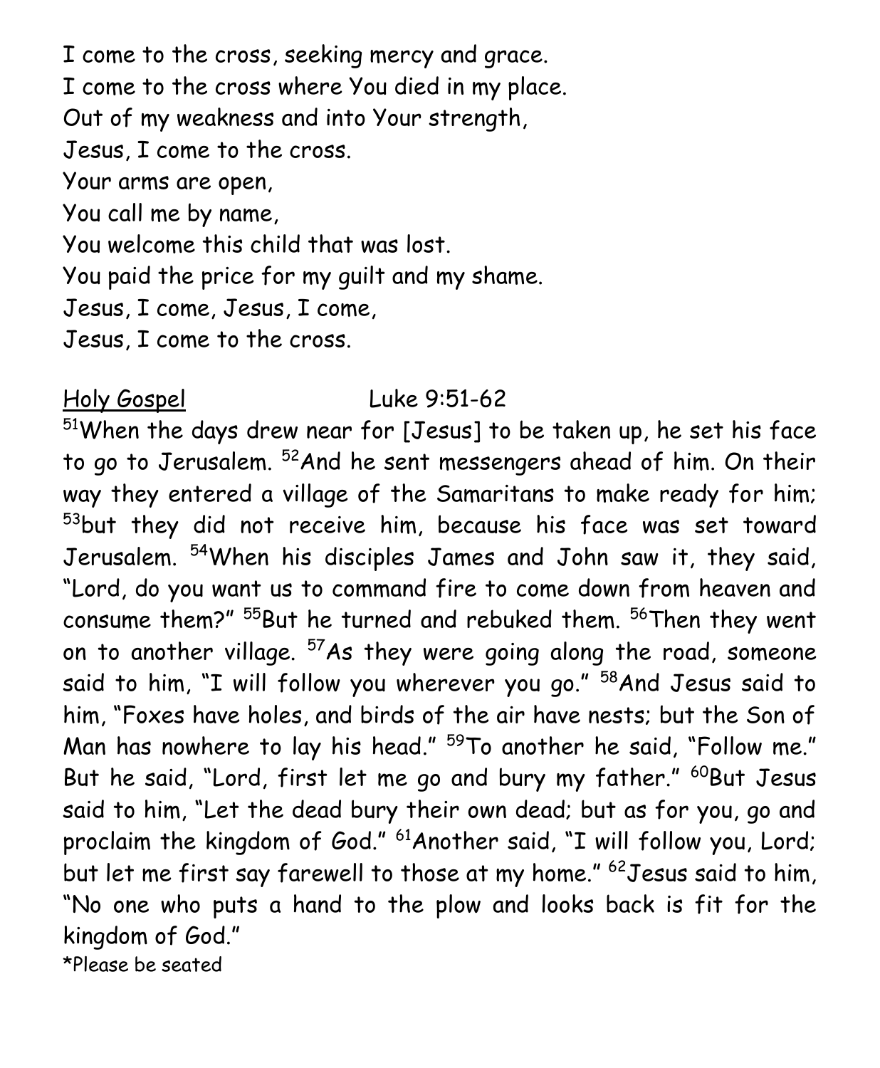I come to the cross, seeking mercy and grace.  
I come to the cross where You died in my place.  
Out of my weakness and into Your strength,  
Jesus, I come to the cross.  
Your arms are open,  
You call me by name,  
You welcome this child that was lost.  
You paid the price for my guilt and my shame.  
Jesus, I come, Jesus, I come,  
Jesus, I come to the cross.

<u>Holy Gospel</u> Luke 9:51-62

[51]When the days drew near for [Jesus] to be taken up, he set his face to go to Jerusalem. [52]And he sent messengers ahead of him. On their way they entered a village of the Samaritans to make ready for him; [53]but they did not receive him, because his face was set toward Jerusalem. [54]When his disciples James and John saw it, they said, "Lord, do you want us to command fire to come down from heaven and consume them?" [55]But he turned and rebuked them. [56]Then they went on to another village. [57]As they were going along the road, someone said to him, "I will follow you wherever you go." [58]And Jesus said to him, "Foxes have holes, and birds of the air have nests; but the Son of Man has nowhere to lay his head." [59]To another he said, "Follow me." But he said, "Lord, first let me go and bury my father." [60]But Jesus said to him, "Let the dead bury their own dead; but as for you, go and proclaim the kingdom of God." [61]Another said, "I will follow you, Lord; but let me first say farewell to those at my home." [62]Jesus said to him, "No one who puts a hand to the plow and looks back is fit for the kingdom of God."

*Please be seated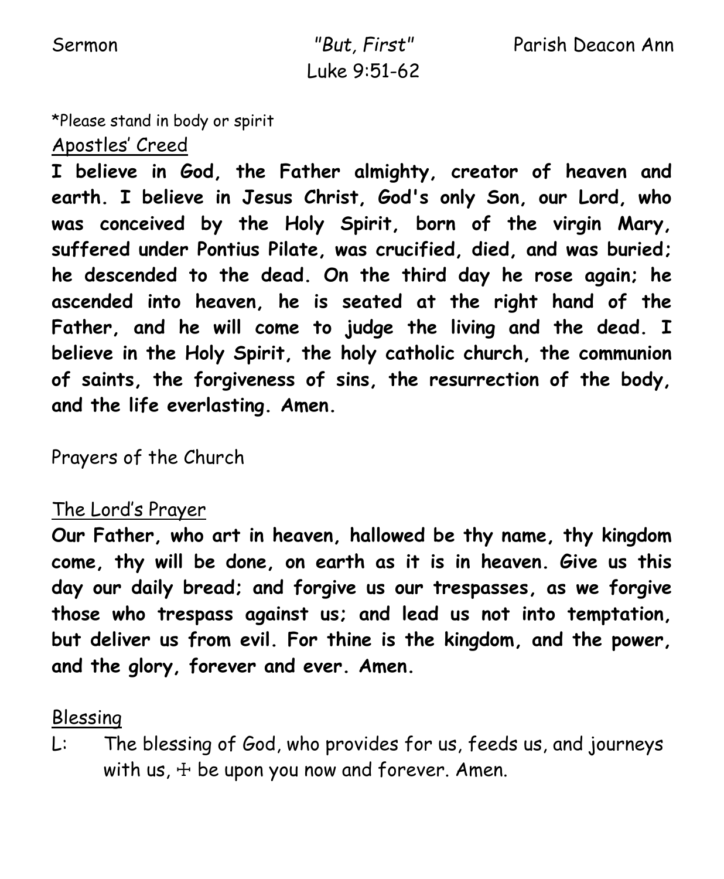Sermon *"But, First"* Parish Deacon Ann
Luke 9:51-62

*Please stand in body or spirit

Apostles' Creed

**I believe in God, the Father almighty, creator of heaven and earth. I believe in Jesus Christ, God's only Son, our Lord, who was conceived by the Holy Spirit, born of the virgin Mary, suffered under Pontius Pilate, was crucified, died, and was buried; he descended to the dead. On the third day he rose again; he ascended into heaven, he is seated at the right hand of the Father, and he will come to judge the living and the dead. I believe in the Holy Spirit, the holy catholic church, the communion of saints, the forgiveness of sins, the resurrection of the body, and the life everlasting. Amen.**

Prayers of the Church

The Lord's Prayer

**Our Father, who art in heaven, hallowed be thy name, thy kingdom come, thy will be done, on earth as it is in heaven. Give us this day our daily bread; and forgive us our trespasses, as we forgive those who trespass against us; and lead us not into temptation, but deliver us from evil. For thine is the kingdom, and the power, and the glory, forever and ever. Amen.**

Blessing

L: The blessing of God, who provides for us, feeds us, and journeys with us, ☩ be upon you now and forever. Amen.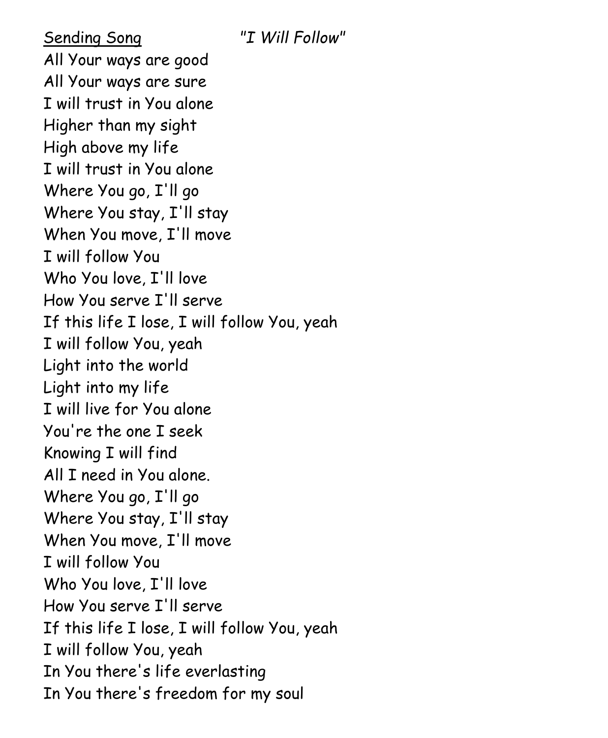<u>Sending Song</u> *"I Will Follow"*

All Your ways are good
All Your ways are sure
I will trust in You alone
Higher than my sight
High above my life
I will trust in You alone
Where You go, I'll go
Where You stay, I'll stay
When You move, I'll move
I will follow You
Who You love, I'll love
How You serve I'll serve
If this life I lose, I will follow You, yeah
I will follow You, yeah
Light into the world
Light into my life
I will live for You alone
You're the one I seek
Knowing I will find
All I need in You alone.
Where You go, I'll go
Where You stay, I'll stay
When You move, I'll move
I will follow You
Who You love, I'll love
How You serve I'll serve
If this life I lose, I will follow You, yeah
I will follow You, yeah
In You there's life everlasting
In You there's freedom for my soul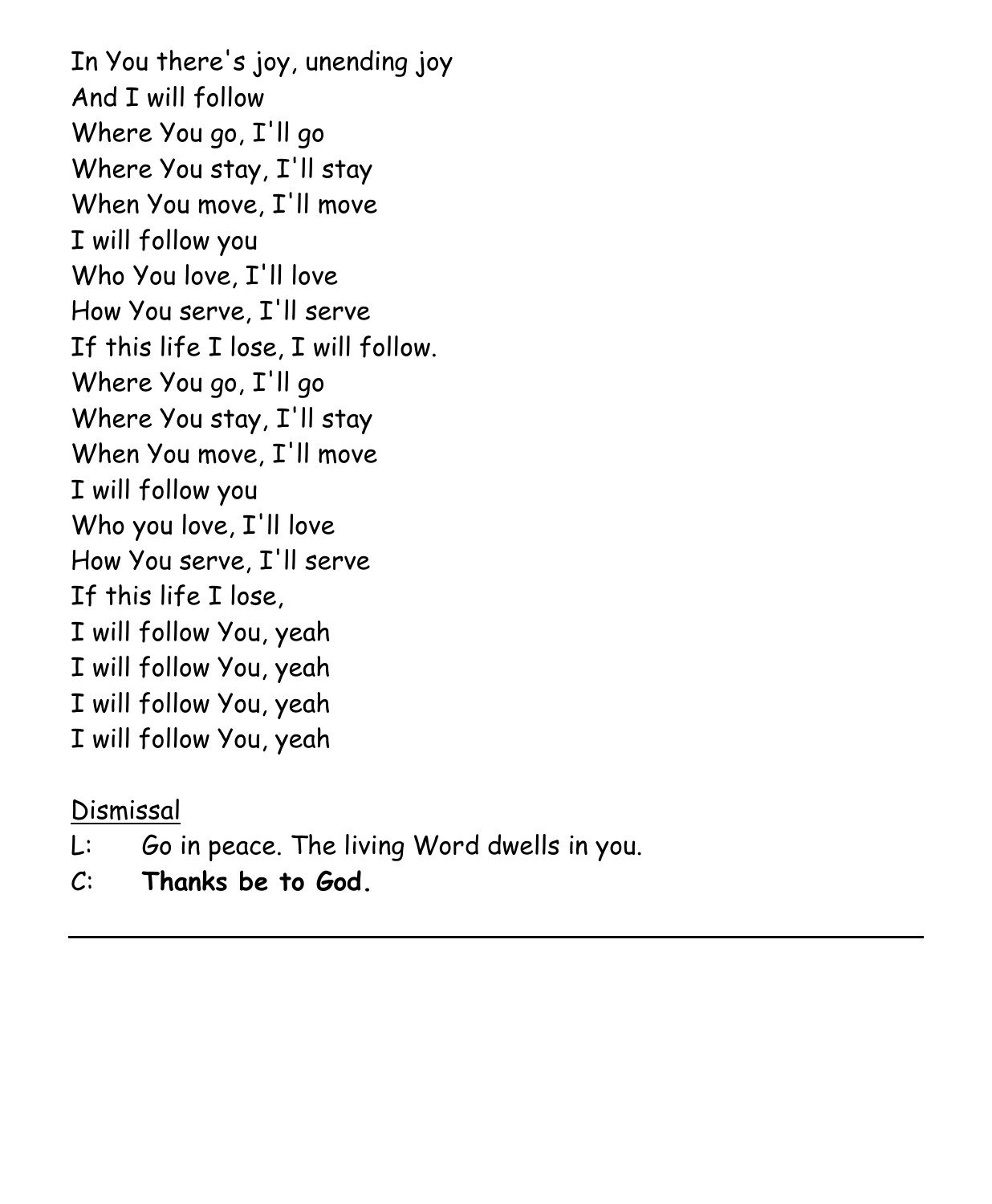In You there's joy, unending joy  
And I will follow  
Where You go, I'll go  
Where You stay, I'll stay  
When You move, I'll move  
I will follow you  
Who You love, I'll love  
How You serve, I'll serve  
If this life I lose, I will follow.  
Where You go, I'll go  
Where You stay, I'll stay  
When You move, I'll move  
I will follow you  
Who you love, I'll love  
How You serve, I'll serve  
If this life I lose,  
I will follow You, yeah  
I will follow You, yeah  
I will follow You, yeah  
I will follow You, yeah

Dismissal

L: Go in peace. The living Word dwells in you.

C: **Thanks be to God.**

---